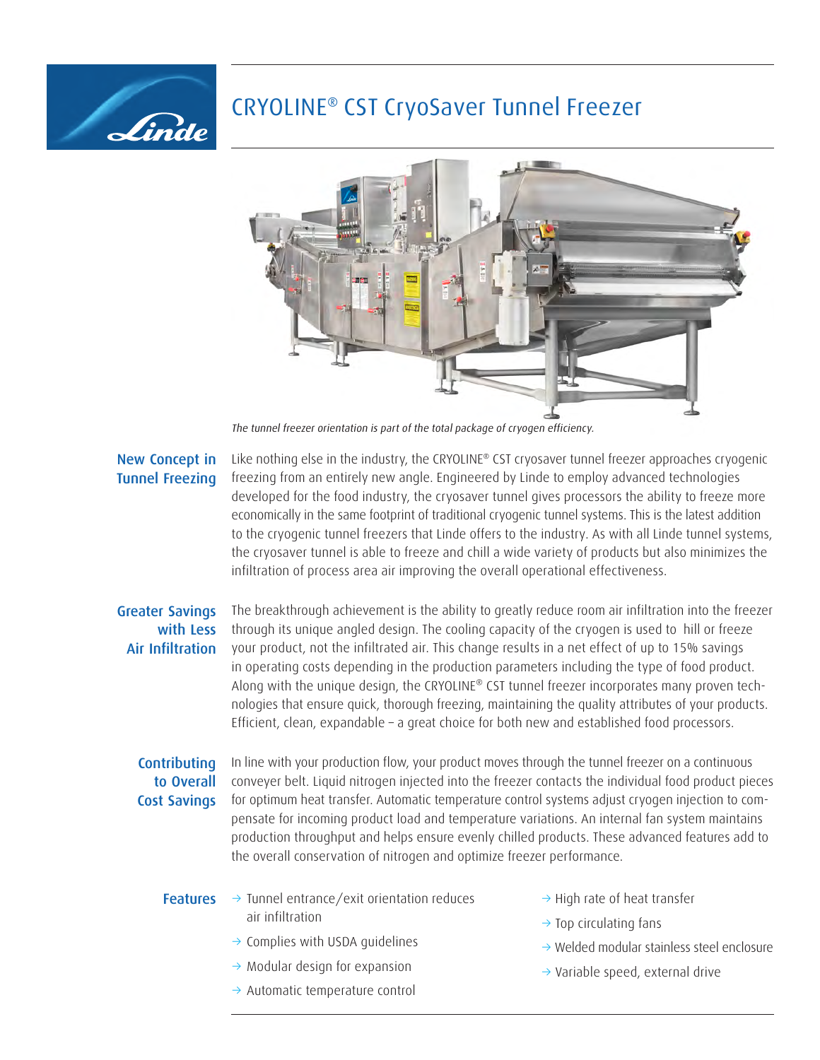# CRYOLINE® CST CryoSaver Tunnel Freezer

*The tunnel freezer orientation is part of the total package of cryogen efficiency.*

## New Concept in Tunnel Freezing

Like nothing else in the industry, the CRYOLINE® CST cryosaver tunnel freezer approaches cryogenic freezing from an entirely new angle. Engineered by Linde to employ advanced technologies developed for the food industry, the cryosaver tunnel gives processors the ability to freeze more economically in the same footprint of traditional cryogenic tunnel systems. This is the latest addition to the cryogenic tunnel freezers that Linde offers to the industry. As with all Linde tunnel systems, the cryosaver tunnel is able to freeze and chill a wide variety of products but also minimizes the infiltration of process area air improving the overall operational effectiveness.

## Greater Savings with Less Air Infiltration

The breakthrough achievement is the ability to greatly reduce room air infiltration into the freezer through its unique angled design. The cooling capacity of the cryogen is used to hill or freeze your product, not the infiltrated air. This change results in a net effect of up to 15% savings in operating costs depending in the production parameters including the type of food product. Along with the unique design, the CRYOLINE® CST tunnel freezer incorporates many proven technologies that ensure quick, thorough freezing, maintaining the quality attributes of your products. Efficient, clean, expandable – a great choice for both new and established food processors.

## Contributing to Overall Cost Savings

In line with your production flow, your product moves through the tunnel freezer on a continuous conveyer belt. Liquid nitrogen injected into the freezer contacts the individual food product pieces for optimum heat transfer. Automatic temperature control systems adjust cryogen injection to compensate for incoming product load and temperature variations. An internal fan system maintains production throughput and helps ensure evenly chilled products. These advanced features add to the overall conservation of nitrogen and optimize freezer performance.

## Features

- → Tunnel entrance/exit orientation reduces air infiltration
- → Complies with USDA guidelines
- → Modular design for expansion
- → Automatic temperature control
- → High rate of heat transfer
- → Top circulating fans
- → Welded modular stainless steel enclosure
- → Variable speed, external drive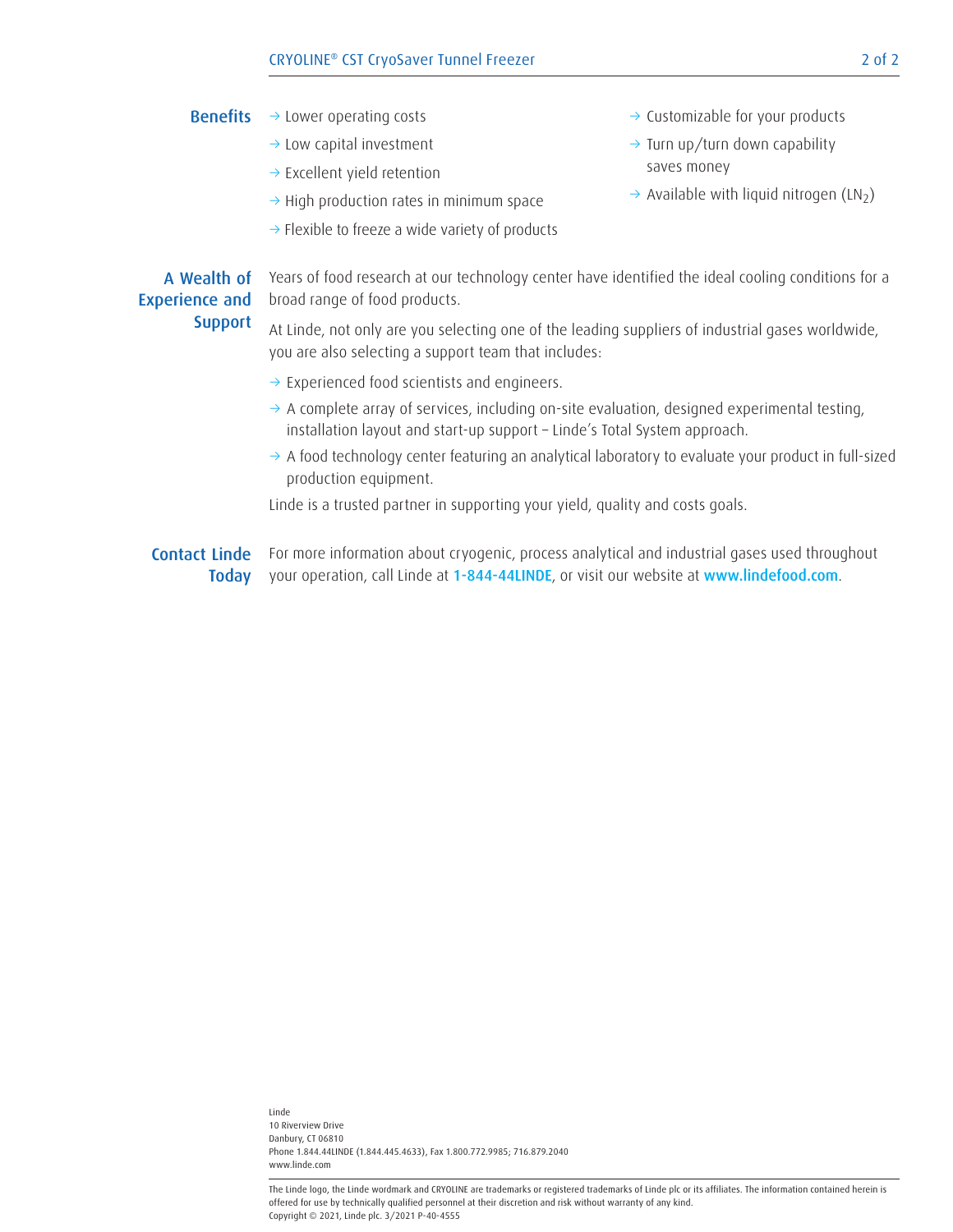## Benefits

- Lower operating costs
- Low capital investment
- Excellent yield retention
- High production rates in minimum space
- Flexible to freeze a wide variety of products
- Customizable for your products
- Turn up/turn down capability saves money
- Available with liquid nitrogen ($LN_2$)

## A Wealth of Experience and Support

Years of food research at our technology center have identified the ideal cooling conditions for a broad range of food products.

At Linde, not only are you selecting one of the leading suppliers of industrial gases worldwide, you are also selecting a support team that includes:

- Experienced food scientists and engineers.
- A complete array of services, including on-site evaluation, designed experimental testing, installation layout and start-up support – Linde's Total System approach.
- A food technology center featuring an analytical laboratory to evaluate your product in full-sized production equipment.

Linde is a trusted partner in supporting your yield, quality and costs goals.

## Contact Linde Today

For more information about cryogenic, process analytical and industrial gases used throughout your operation, call Linde at **1-844-44LINDE**, or visit our website at **www.lindefood.com**.

Linde
10 Riverview Drive
Danbury, CT 06810
Phone 1.844.44LINDE (1.844.445.4633), Fax 1.800.772.9985; 716.879.2040
www.linde.com

The Linde logo, the Linde wordmark and CRYOLINE are trademarks or registered trademarks of Linde plc or its affiliates. The information contained herein is offered for use by technically qualified personnel at their discretion and risk without warranty of any kind.
Copyright © 2021, Linde plc. 3/2021 P-40-4555